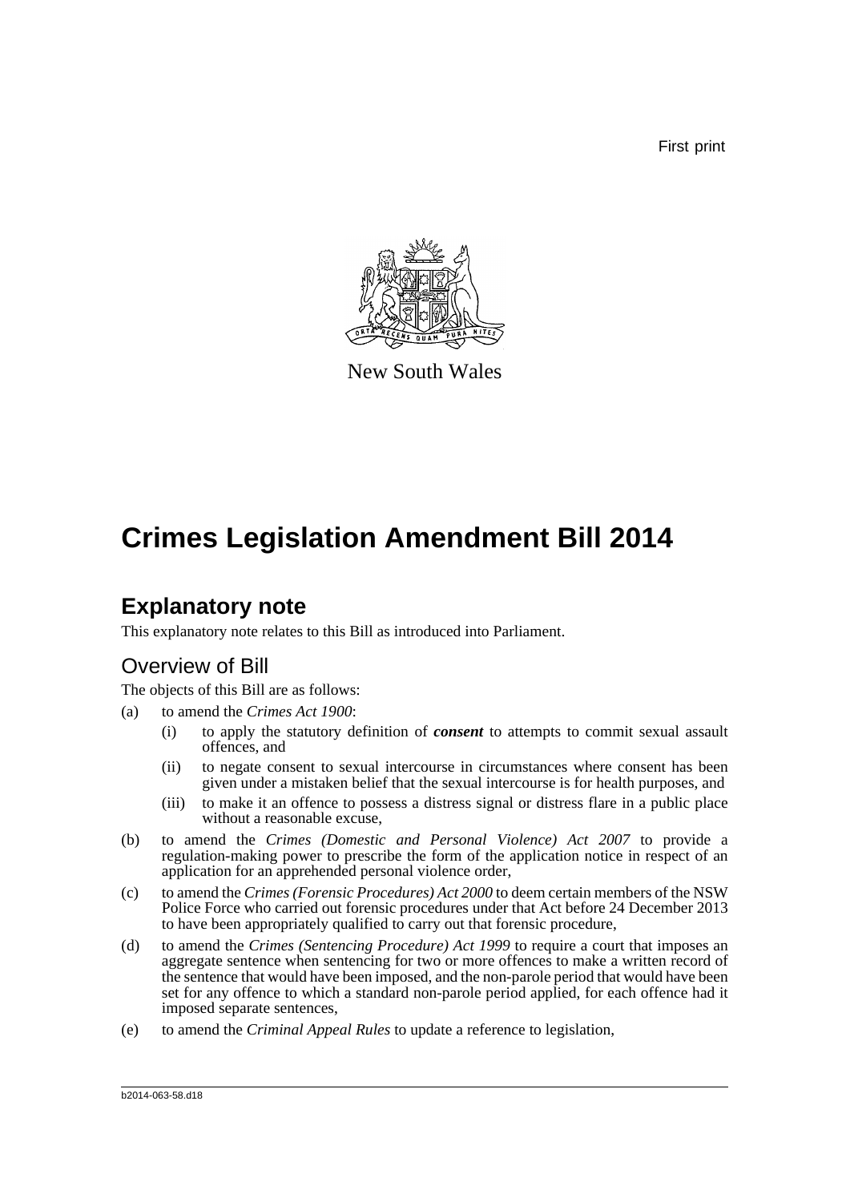First print

New South Wales

# Crimes Legislation Amendment Bill 2014

## Explanatory note

This explanatory note relates to this Bill as introduced into Parliament.

### Overview of Bill

The objects of this Bill are as follows:

(a) to amend the *Crimes Act 1900*:

- (i) to apply the statutory definition of ***consent*** to attempts to commit sexual assault offences, and
- (ii) to negate consent to sexual intercourse in circumstances where consent has been given under a mistaken belief that the sexual intercourse is for health purposes, and
- (iii) to make it an offence to possess a distress signal or distress flare in a public place without a reasonable excuse,

(b) to amend the *Crimes (Domestic and Personal Violence) Act 2007* to provide a regulation-making power to prescribe the form of the application notice in respect of an application for an apprehended personal violence order,

(c) to amend the *Crimes (Forensic Procedures) Act 2000* to deem certain members of the NSW Police Force who carried out forensic procedures under that Act before 24 December 2013 to have been appropriately qualified to carry out that forensic procedure,

(d) to amend the *Crimes (Sentencing Procedure) Act 1999* to require a court that imposes an aggregate sentence when sentencing for two or more offences to make a written record of the sentence that would have been imposed, and the non-parole period that would have been set for any offence to which a standard non-parole period applied, for each offence had it imposed separate sentences,

(e) to amend the *Criminal Appeal Rules* to update a reference to legislation,

b2014-063-58.d18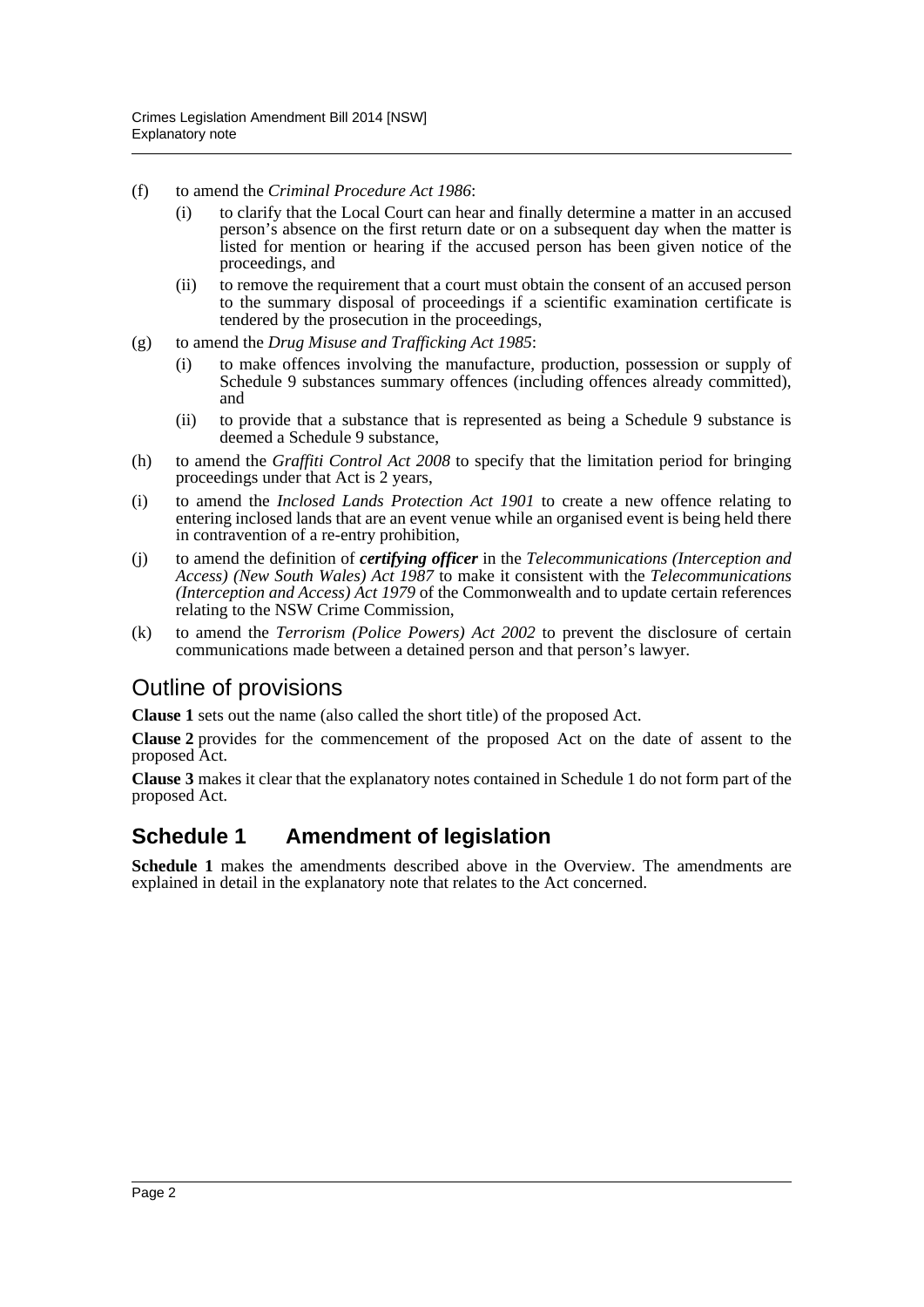(f) to amend the *Criminal Procedure Act 1986*:

   (i) to clarify that the Local Court can hear and finally determine a matter in an accused person's absence on the first return date or on a subsequent day when the matter is listed for mention or hearing if the accused person has been given notice of the proceedings, and

   (ii) to remove the requirement that a court must obtain the consent of an accused person to the summary disposal of proceedings if a scientific examination certificate is tendered by the prosecution in the proceedings,

(g) to amend the *Drug Misuse and Trafficking Act 1985*:

   (i) to make offences involving the manufacture, production, possession or supply of Schedule 9 substances summary offences (including offences already committed), and

   (ii) to provide that a substance that is represented as being a Schedule 9 substance is deemed a Schedule 9 substance,

(h) to amend the *Graffiti Control Act 2008* to specify that the limitation period for bringing proceedings under that Act is 2 years,

(i) to amend the *Inclosed Lands Protection Act 1901* to create a new offence relating to entering inclosed lands that are an event venue while an organised event is being held there in contravention of a re-entry prohibition,

(j) to amend the definition of ***certifying officer*** in the *Telecommunications (Interception and Access) (New South Wales) Act 1987* to make it consistent with the *Telecommunications (Interception and Access) Act 1979* of the Commonwealth and to update certain references relating to the NSW Crime Commission,

(k) to amend the *Terrorism (Police Powers) Act 2002* to prevent the disclosure of certain communications made between a detained person and that person's lawyer.

## Outline of provisions

**Clause 1** sets out the name (also called the short title) of the proposed Act.

**Clause 2** provides for the commencement of the proposed Act on the date of assent to the proposed Act.

**Clause 3** makes it clear that the explanatory notes contained in Schedule 1 do not form part of the proposed Act.

## Schedule 1 Amendment of legislation

**Schedule 1** makes the amendments described above in the Overview. The amendments are explained in detail in the explanatory note that relates to the Act concerned.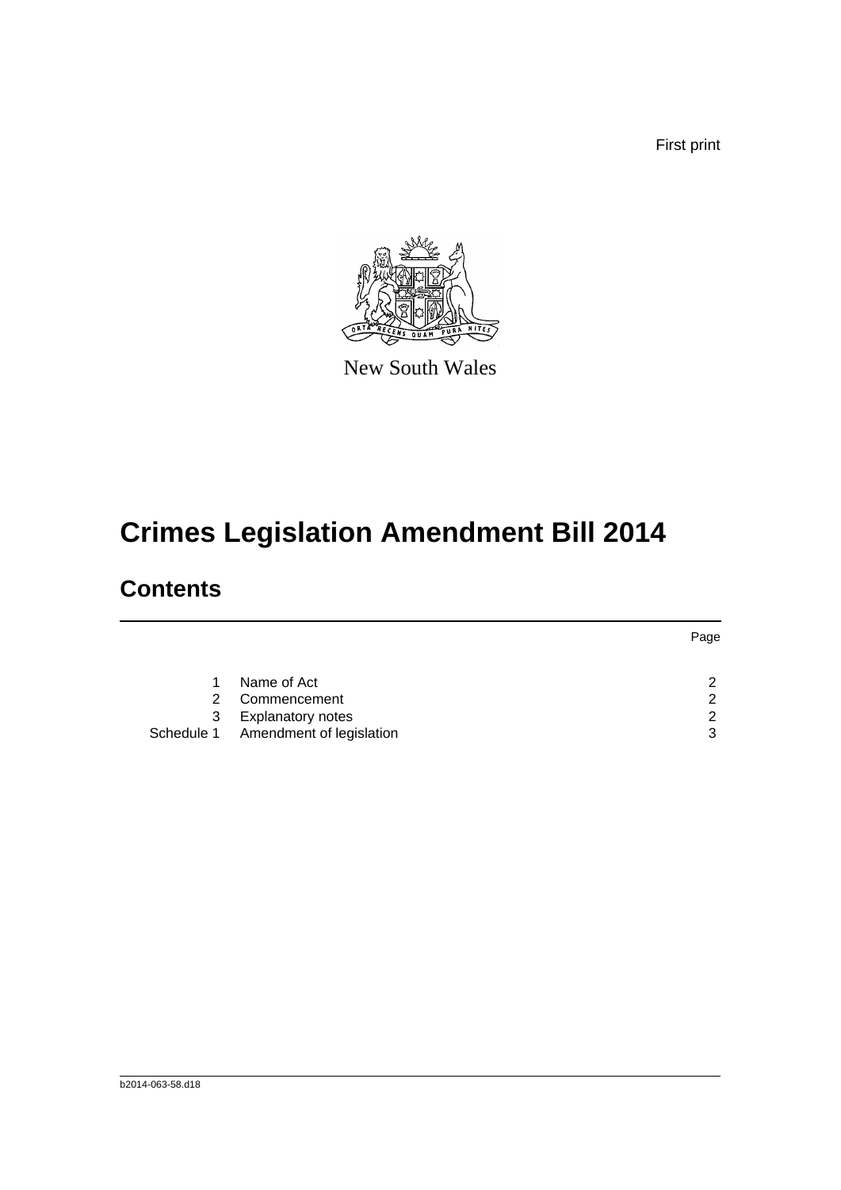First print

New South Wales

# Crimes Legislation Amendment Bill 2014

## Contents

| | | Page |
|---|---|---|
| 1 | Name of Act | 2 |
| 2 | Commencement | 2 |
| 3 | Explanatory notes | 2 |
| Schedule 1 | Amendment of legislation | 3 |

b2014-063-58.d18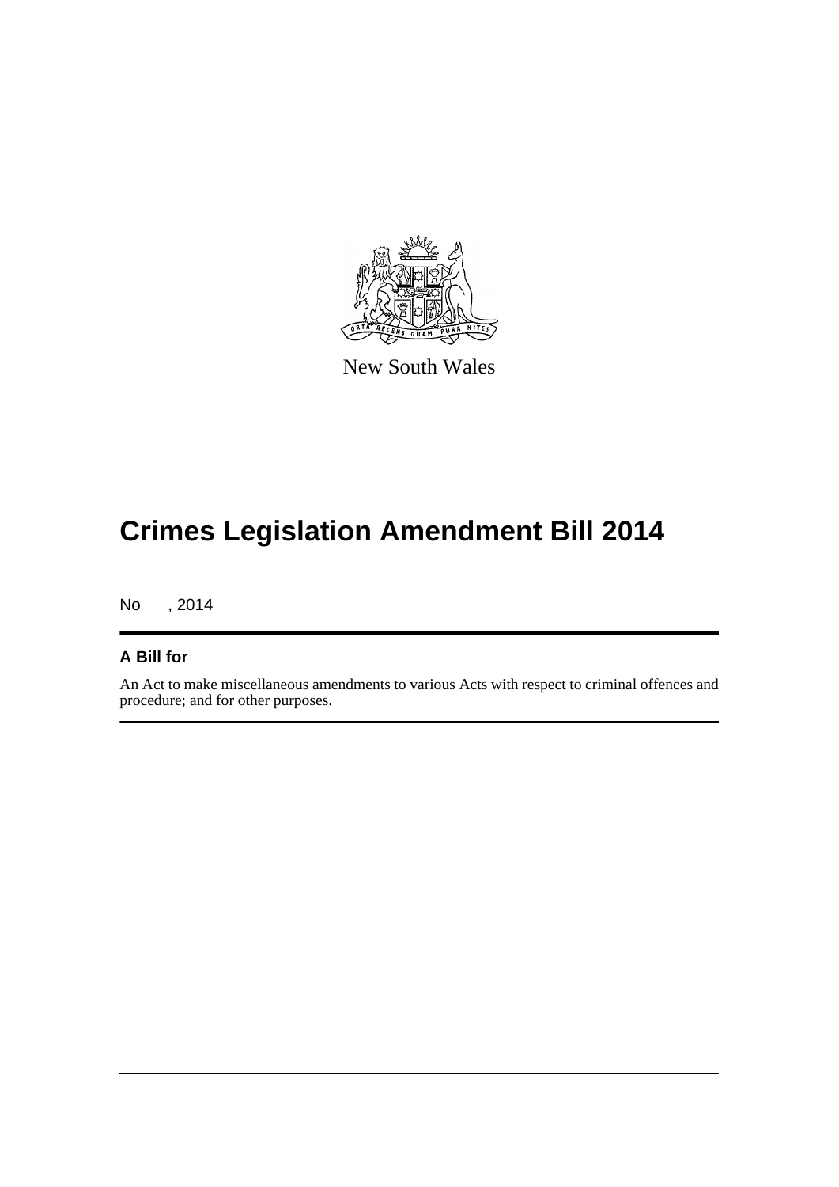New South Wales

# Crimes Legislation Amendment Bill 2014

No , 2014

## A Bill for

An Act to make miscellaneous amendments to various Acts with respect to criminal offences and procedure; and for other purposes.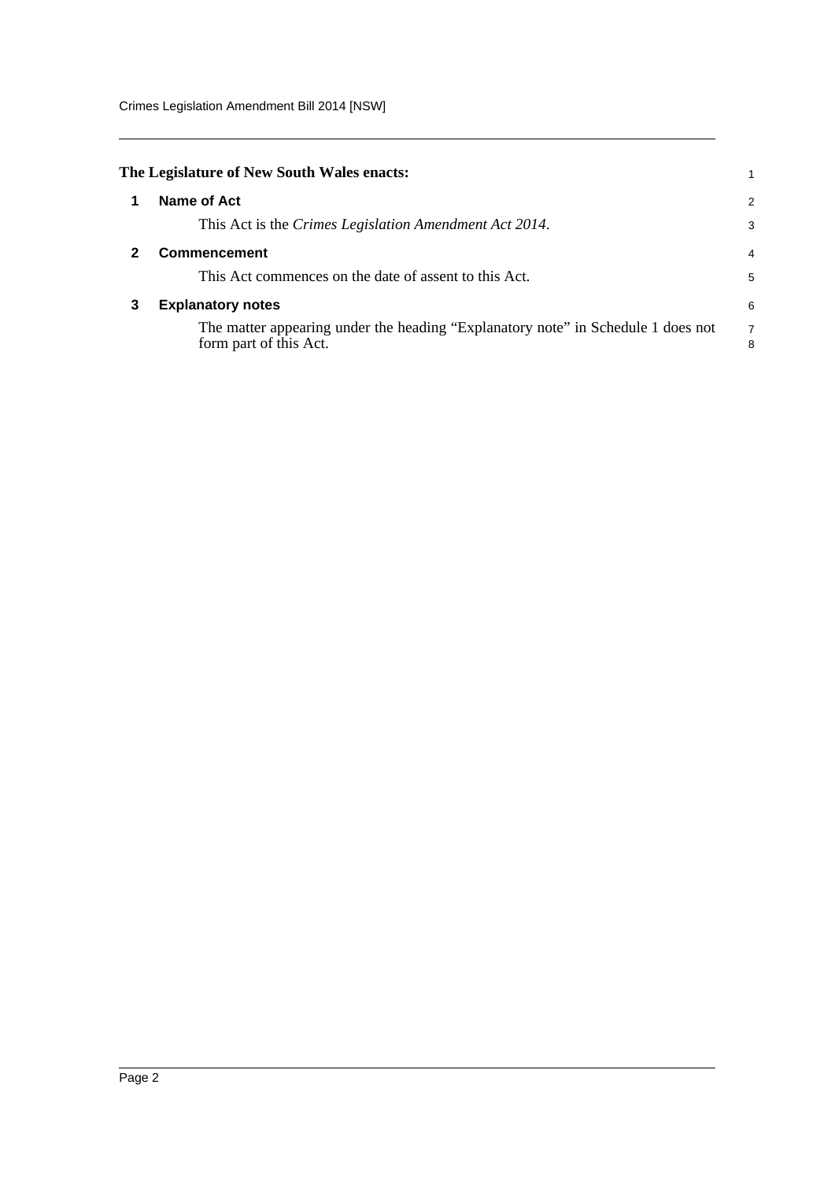**The Legislature of New South Wales enacts:**

## 1 Name of Act

This Act is the *Crimes Legislation Amendment Act 2014*.

## 2 Commencement

This Act commences on the date of assent to this Act.

## 3 Explanatory notes

The matter appearing under the heading "Explanatory note" in Schedule 1 does not form part of this Act.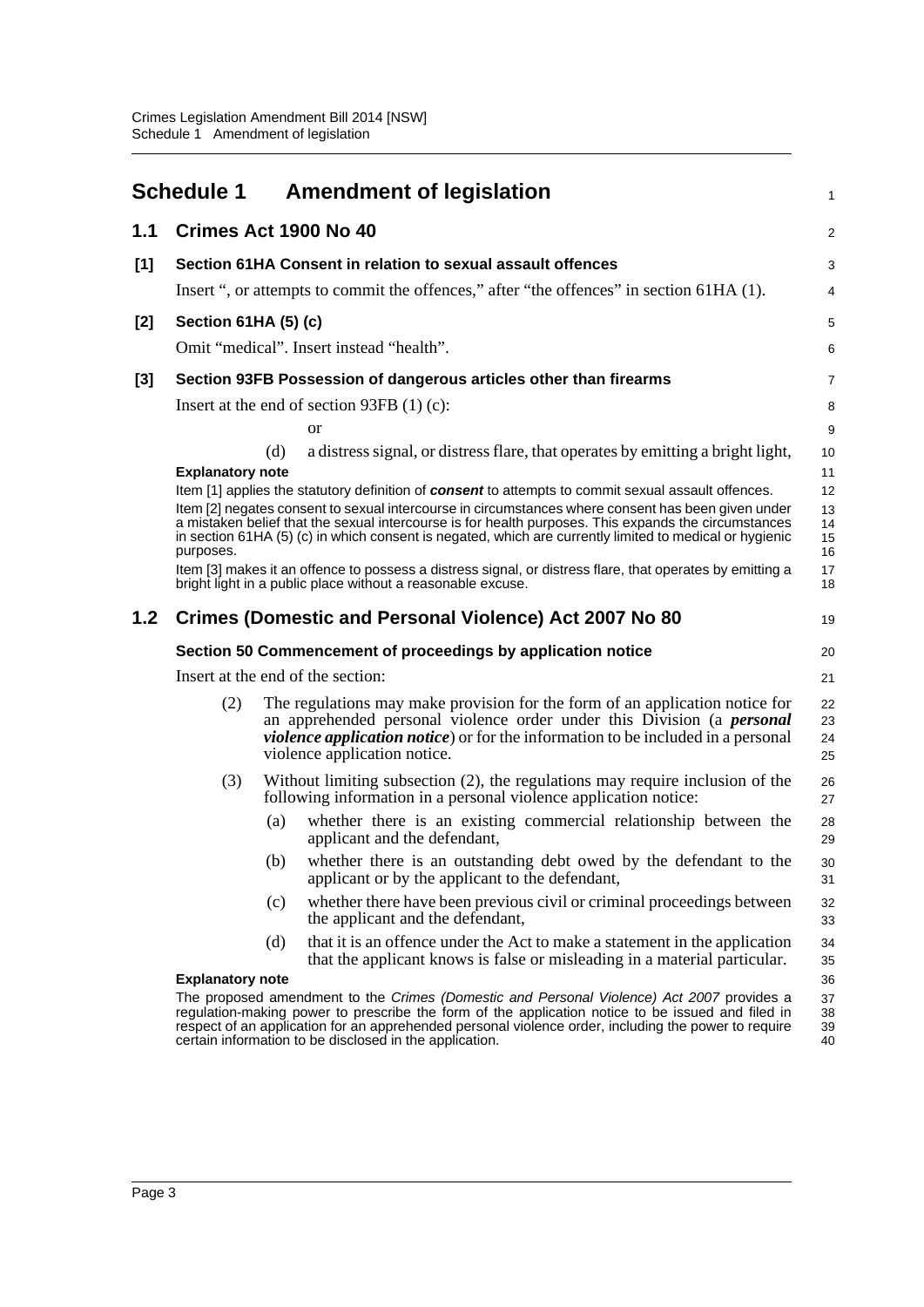# Schedule 1 Amendment of legislation

## 1.1 Crimes Act 1900 No 40

### [1] Section 61HA Consent in relation to sexual assault offences

Insert “, or attempts to commit the offences,” after “the offences” in section 61HA (1).

### [2] Section 61HA (5) (c)

Omit “medical”. Insert instead “health”.

### [3] Section 93FB Possession of dangerous articles other than firearms

Insert at the end of section 93FB (1) (c):

or

(d) a distress signal, or distress flare, that operates by emitting a bright light,

**Explanatory note**

Item [1] applies the statutory definition of ***consent*** to attempts to commit sexual assault offences.

Item [2] negates consent to sexual intercourse in circumstances where consent has been given under a mistaken belief that the sexual intercourse is for health purposes. This expands the circumstances in section 61HA (5) (c) in which consent is negated, which are currently limited to medical or hygienic purposes.

Item [3] makes it an offence to possess a distress signal, or distress flare, that operates by emitting a bright light in a public place without a reasonable excuse.

## 1.2 Crimes (Domestic and Personal Violence) Act 2007 No 80

### Section 50 Commencement of proceedings by application notice

Insert at the end of the section:

(2) The regulations may make provision for the form of an application notice for an apprehended personal violence order under this Division (a ***personal violence application notice***) or for the information to be included in a personal violence application notice.

(3) Without limiting subsection (2), the regulations may require inclusion of the following information in a personal violence application notice:

(a) whether there is an existing commercial relationship between the applicant and the defendant,

(b) whether there is an outstanding debt owed by the defendant to the applicant or by the applicant to the defendant,

(c) whether there have been previous civil or criminal proceedings between the applicant and the defendant,

(d) that it is an offence under the Act to make a statement in the application that the applicant knows is false or misleading in a material particular.

**Explanatory note**

The proposed amendment to the *Crimes (Domestic and Personal Violence) Act 2007* provides a regulation-making power to prescribe the form of the application notice to be issued and filed in respect of an application for an apprehended personal violence order, including the power to require certain information to be disclosed in the application.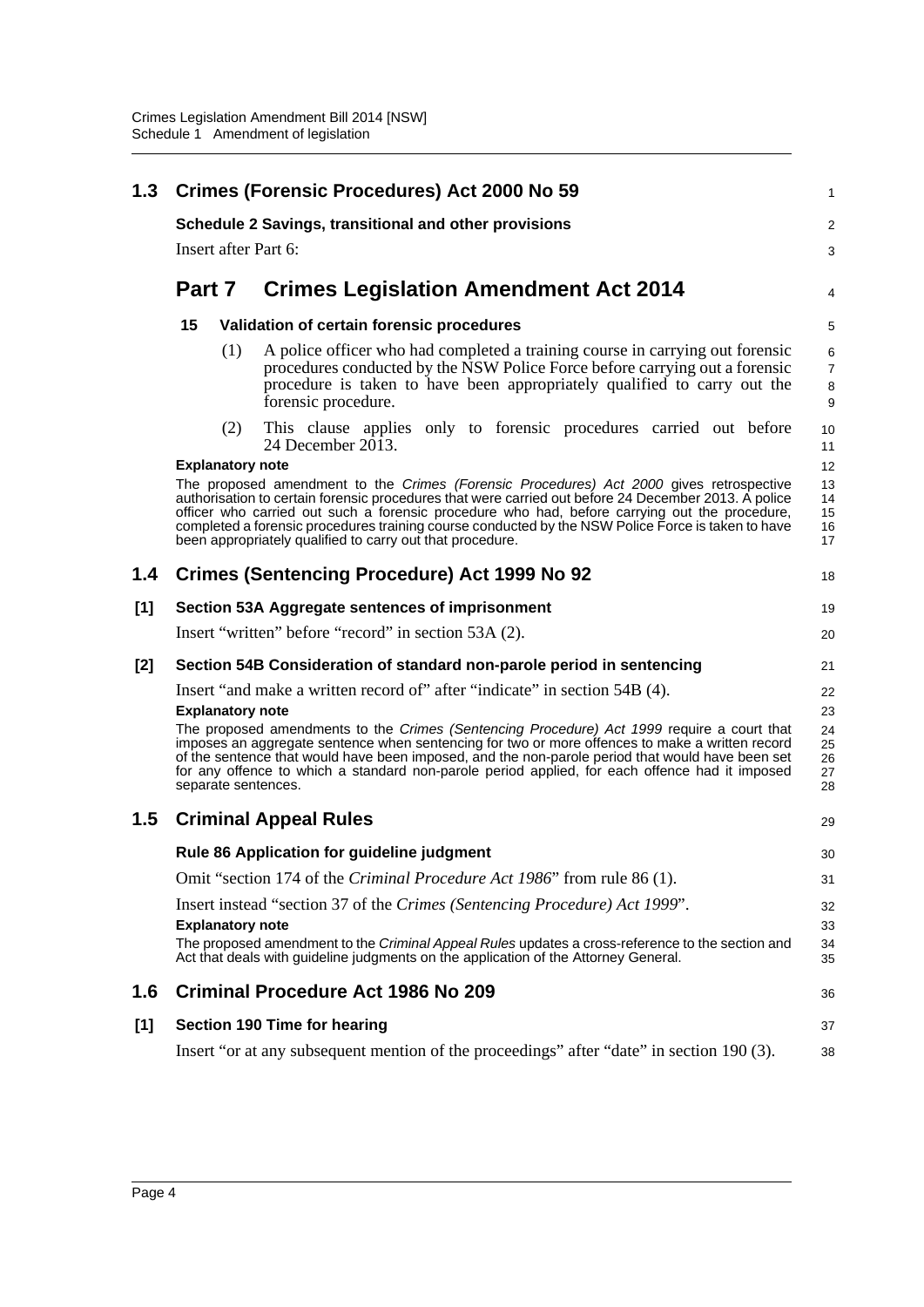## 1.3 Crimes (Forensic Procedures) Act 2000 No 59

**Schedule 2 Savings, transitional and other provisions**

Insert after Part 6:

## Part 7 Crimes Legislation Amendment Act 2014

**15 Validation of certain forensic procedures**

(1) A police officer who had completed a training course in carrying out forensic procedures conducted by the NSW Police Force before carrying out a forensic procedure is taken to have been appropriately qualified to carry out the forensic procedure.

(2) This clause applies only to forensic procedures carried out before 24 December 2013.

**Explanatory note**

The proposed amendment to the *Crimes (Forensic Procedures) Act 2000* gives retrospective authorisation to certain forensic procedures that were carried out before 24 December 2013. A police officer who carried out such a forensic procedure who had, before carrying out the procedure, completed a forensic procedures training course conducted by the NSW Police Force is taken to have been appropriately qualified to carry out that procedure.

## 1.4 Crimes (Sentencing Procedure) Act 1999 No 92

**[1] Section 53A Aggregate sentences of imprisonment**

Insert "written" before "record" in section 53A (2).

**[2] Section 54B Consideration of standard non-parole period in sentencing**

Insert "and make a written record of" after "indicate" in section 54B (4).

**Explanatory note**

The proposed amendments to the *Crimes (Sentencing Procedure) Act 1999* require a court that imposes an aggregate sentence when sentencing for two or more offences to make a written record of the sentence that would have been imposed, and the non-parole period that would have been set for any offence to which a standard non-parole period applied, for each offence had it imposed separate sentences.

## 1.5 Criminal Appeal Rules

**Rule 86 Application for guideline judgment**

Omit "section 174 of the *Criminal Procedure Act 1986*" from rule 86 (1).

Insert instead "section 37 of the *Crimes (Sentencing Procedure) Act 1999*".

**Explanatory note**

The proposed amendment to the *Criminal Appeal Rules* updates a cross-reference to the section and Act that deals with guideline judgments on the application of the Attorney General.

## 1.6 Criminal Procedure Act 1986 No 209

**[1] Section 190 Time for hearing**

Insert "or at any subsequent mention of the proceedings" after "date" in section 190 (3).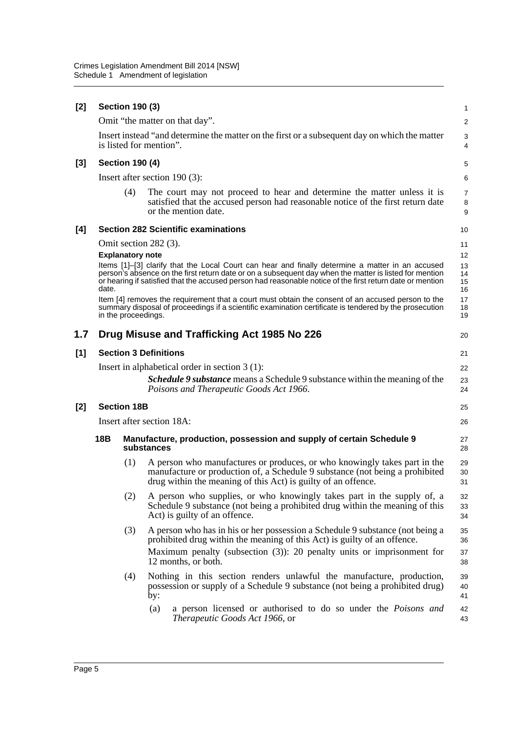**[2] Section 190 (3)**

Omit "the matter on that day".

Insert instead "and determine the matter on the first or a subsequent day on which the matter is listed for mention".

**[3] Section 190 (4)**

Insert after section 190 (3):

(4) The court may not proceed to hear and determine the matter unless it is satisfied that the accused person had reasonable notice of the first return date or the mention date.

**[4] Section 282 Scientific examinations**

Omit section 282 (3).

**Explanatory note**

Items [1]–[3] clarify that the Local Court can hear and finally determine a matter in an accused person's absence on the first return date or on a subsequent day when the matter is listed for mention or hearing if satisfied that the accused person had reasonable notice of the first return date or mention date.

Item [4] removes the requirement that a court must obtain the consent of an accused person to the summary disposal of proceedings if a scientific examination certificate is tendered by the prosecution in the proceedings.

## 1.7 Drug Misuse and Trafficking Act 1985 No 226

**[1] Section 3 Definitions**

Insert in alphabetical order in section 3 (1):

***Schedule 9 substance*** means a Schedule 9 substance within the meaning of the *Poisons and Therapeutic Goods Act 1966*.

**[2] Section 18B**

Insert after section 18A:

**18B Manufacture, production, possession and supply of certain Schedule 9 substances**

(1) A person who manufactures or produces, or who knowingly takes part in the manufacture or production of, a Schedule 9 substance (not being a prohibited drug within the meaning of this Act) is guilty of an offence.

(2) A person who supplies, or who knowingly takes part in the supply of, a Schedule 9 substance (not being a prohibited drug within the meaning of this Act) is guilty of an offence.

(3) A person who has in his or her possession a Schedule 9 substance (not being a prohibited drug within the meaning of this Act) is guilty of an offence.

Maximum penalty (subsection (3)): 20 penalty units or imprisonment for 12 months, or both.

(4) Nothing in this section renders unlawful the manufacture, production, possession or supply of a Schedule 9 substance (not being a prohibited drug) by:

(a) a person licensed or authorised to do so under the *Poisons and Therapeutic Goods Act 1966*, or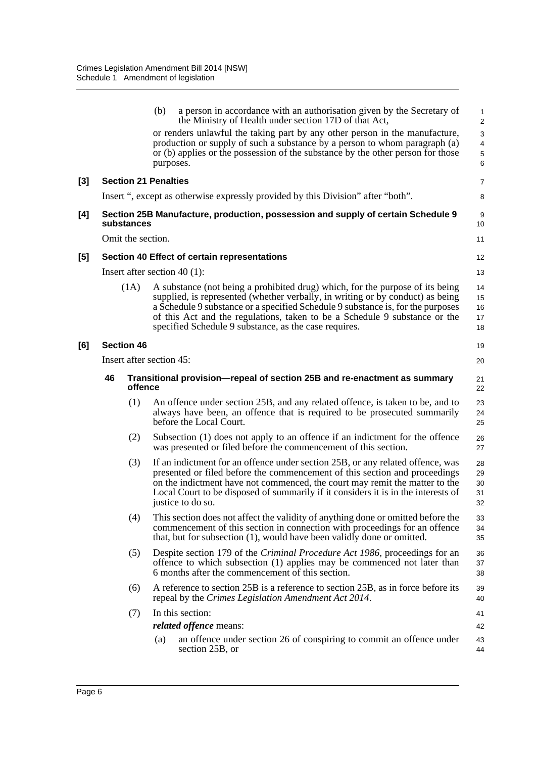(b) a person in accordance with an authorisation given by the Secretary of the Ministry of Health under section 17D of that Act,

or renders unlawful the taking part by any other person in the manufacture, production or supply of such a substance by a person to whom paragraph (a) or (b) applies or the possession of the substance by the other person for those purposes.

**[3] Section 21 Penalties**

Insert ", except as otherwise expressly provided by this Division" after "both".

**[4] Section 25B Manufacture, production, possession and supply of certain Schedule 9 substances**

Omit the section.

**[5] Section 40 Effect of certain representations**

Insert after section 40 (1):

(1A) A substance (not being a prohibited drug) which, for the purpose of its being supplied, is represented (whether verbally, in writing or by conduct) as being a Schedule 9 substance or a specified Schedule 9 substance is, for the purposes of this Act and the regulations, taken to be a Schedule 9 substance or the specified Schedule 9 substance, as the case requires.

**[6] Section 46**

Insert after section 45:

**46 Transitional provision—repeal of section 25B and re-enactment as summary offence**

(1) An offence under section 25B, and any related offence, is taken to be, and to always have been, an offence that is required to be prosecuted summarily before the Local Court.

(2) Subsection (1) does not apply to an offence if an indictment for the offence was presented or filed before the commencement of this section.

(3) If an indictment for an offence under section 25B, or any related offence, was presented or filed before the commencement of this section and proceedings on the indictment have not commenced, the court may remit the matter to the Local Court to be disposed of summarily if it considers it is in the interests of justice to do so.

(4) This section does not affect the validity of anything done or omitted before the commencement of this section in connection with proceedings for an offence that, but for subsection (1), would have been validly done or omitted.

(5) Despite section 179 of the *Criminal Procedure Act 1986*, proceedings for an offence to which subsection (1) applies may be commenced not later than 6 months after the commencement of this section.

(6) A reference to section 25B is a reference to section 25B, as in force before its repeal by the *Crimes Legislation Amendment Act 2014*.

(7) In this section:

***related offence*** means:

(a) an offence under section 26 of conspiring to commit an offence under section 25B, or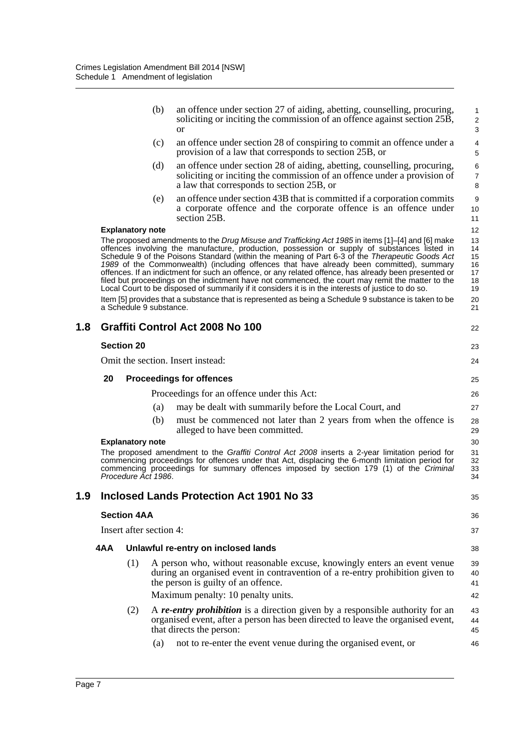(b) an offence under section 27 of aiding, abetting, counselling, procuring, soliciting or inciting the commission of an offence against section 25B, or

(c) an offence under section 28 of conspiring to commit an offence under a provision of a law that corresponds to section 25B, or

(d) an offence under section 28 of aiding, abetting, counselling, procuring, soliciting or inciting the commission of an offence under a provision of a law that corresponds to section 25B, or

(e) an offence under section 43B that is committed if a corporation commits a corporate offence and the corporate offence is an offence under section 25B.

**Explanatory note**

The proposed amendments to the *Drug Misuse and Trafficking Act 1985* in items [1]–[4] and [6] make offences involving the manufacture, production, possession or supply of substances listed in Schedule 9 of the Poisons Standard (within the meaning of Part 6-3 of the *Therapeutic Goods Act 1989* of the Commonwealth) (including offences that have already been committed), summary offences. If an indictment for such an offence, or any related offence, has already been presented or filed but proceedings on the indictment have not commenced, the court may remit the matter to the Local Court to be disposed of summarily if it considers it is in the interests of justice to do so.

Item [5] provides that a substance that is represented as being a Schedule 9 substance is taken to be a Schedule 9 substance.

## 1.8 Graffiti Control Act 2008 No 100

### Section 20

Omit the section. Insert instead:

#### 20 Proceedings for offences

Proceedings for an offence under this Act:

(a) may be dealt with summarily before the Local Court, and

(b) must be commenced not later than 2 years from when the offence is alleged to have been committed.

**Explanatory note**

The proposed amendment to the *Graffiti Control Act 2008* inserts a 2-year limitation period for commencing proceedings for offences under that Act, displacing the 6-month limitation period for commencing proceedings for summary offences imposed by section 179 (1) of the *Criminal Procedure Act 1986*.

## 1.9 Inclosed Lands Protection Act 1901 No 33

### Section 4AA

Insert after section 4:

#### 4AA Unlawful re-entry on inclosed lands

(1) A person who, without reasonable excuse, knowingly enters an event venue during an organised event in contravention of a re-entry prohibition given to the person is guilty of an offence.

Maximum penalty: 10 penalty units.

(2) A ***re-entry prohibition*** is a direction given by a responsible authority for an organised event, after a person has been directed to leave the organised event, that directs the person:

(a) not to re-enter the event venue during the organised event, or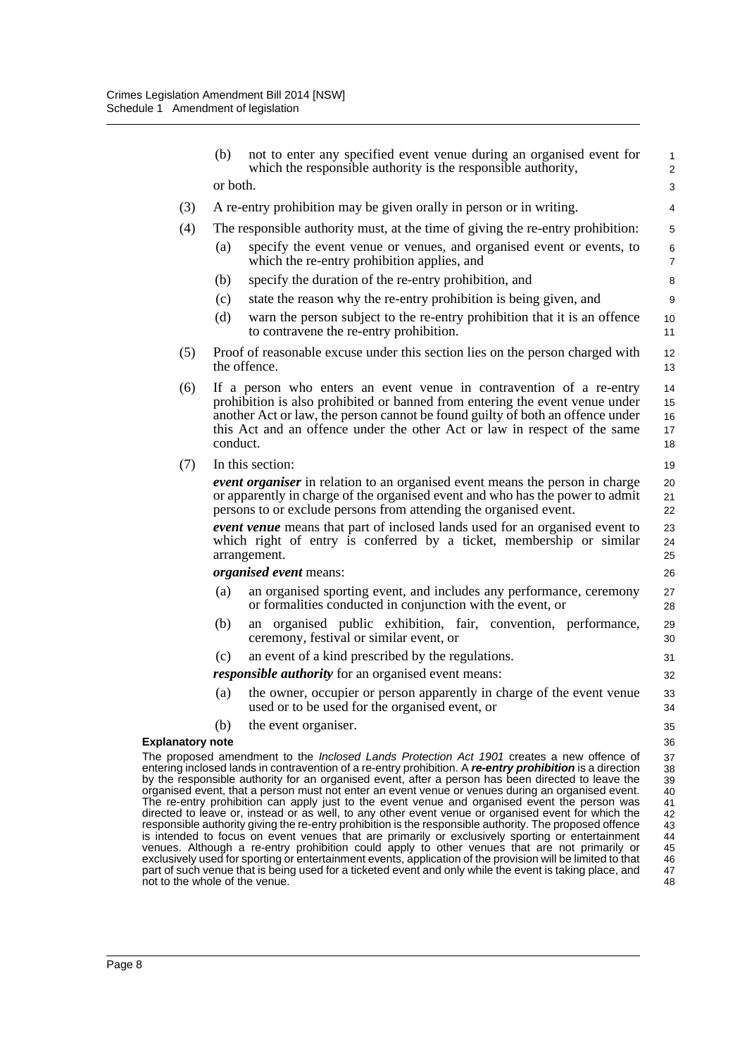(b) not to enter any specified event venue during an organised event for which the responsible authority is the responsible authority,

or both.

(3) A re-entry prohibition may be given orally in person or in writing.

(4) The responsible authority must, at the time of giving the re-entry prohibition:

(a) specify the event venue or venues, and organised event or events, to which the re-entry prohibition applies, and

(b) specify the duration of the re-entry prohibition, and

(c) state the reason why the re-entry prohibition is being given, and

(d) warn the person subject to the re-entry prohibition that it is an offence to contravene the re-entry prohibition.

(5) Proof of reasonable excuse under this section lies on the person charged with the offence.

(6) If a person who enters an event venue in contravention of a re-entry prohibition is also prohibited or banned from entering the event venue under another Act or law, the person cannot be found guilty of both an offence under this Act and an offence under the other Act or law in respect of the same conduct.

(7) In this section:

***event organiser*** in relation to an organised event means the person in charge or apparently in charge of the organised event and who has the power to admit persons to or exclude persons from attending the organised event.

***event venue*** means that part of inclosed lands used for an organised event to which right of entry is conferred by a ticket, membership or similar arrangement.

***organised event*** means:

(a) an organised sporting event, and includes any performance, ceremony or formalities conducted in conjunction with the event, or

(b) an organised public exhibition, fair, convention, performance, ceremony, festival or similar event, or

(c) an event of a kind prescribed by the regulations.

***responsible authority*** for an organised event means:

(a) the owner, occupier or person apparently in charge of the event venue used or to be used for the organised event, or

(b) the event organiser.

**Explanatory note**

The proposed amendment to the *Inclosed Lands Protection Act 1901* creates a new offence of entering inclosed lands in contravention of a re-entry prohibition. A ***re-entry prohibition*** is a direction by the responsible authority for an organised event, after a person has been directed to leave the organised event, that a person must not enter an event venue or venues during an organised event. The re-entry prohibition can apply just to the event venue and organised event the person was directed to leave or, instead or as well, to any other event venue or organised event for which the responsible authority giving the re-entry prohibition is the responsible authority. The proposed offence is intended to focus on event venues that are primarily or exclusively sporting or entertainment venues. Although a re-entry prohibition could apply to other venues that are not primarily or exclusively used for sporting or entertainment events, application of the provision will be limited to that part of such venue that is being used for a ticketed event and only while the event is taking place, and not to the whole of the venue.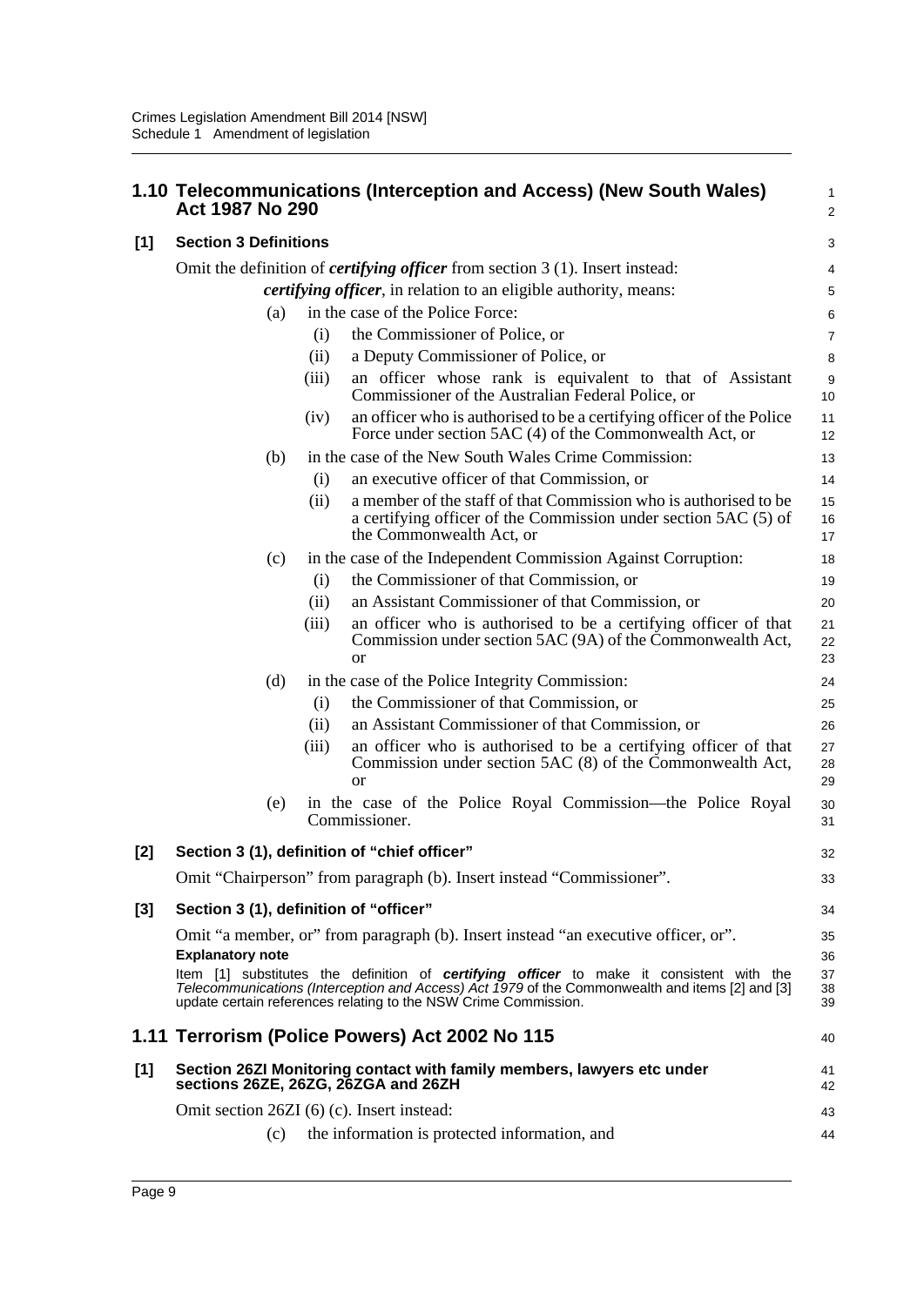## 1.10 Telecommunications (Interception and Access) (New South Wales) Act 1987 No 290

### [1] Section 3 Definitions

Omit the definition of ***certifying officer*** from section 3 (1). Insert instead:

***certifying officer***, in relation to an eligible authority, means:

(a) in the case of the Police Force:

(i) the Commissioner of Police, or

(ii) a Deputy Commissioner of Police, or

(iii) an officer whose rank is equivalent to that of Assistant Commissioner of the Australian Federal Police, or

(iv) an officer who is authorised to be a certifying officer of the Police Force under section 5AC (4) of the Commonwealth Act, or

(b) in the case of the New South Wales Crime Commission:

(i) an executive officer of that Commission, or

(ii) a member of the staff of that Commission who is authorised to be a certifying officer of the Commission under section 5AC (5) of the Commonwealth Act, or

(c) in the case of the Independent Commission Against Corruption:

(i) the Commissioner of that Commission, or

(ii) an Assistant Commissioner of that Commission, or

(iii) an officer who is authorised to be a certifying officer of that Commission under section 5AC (9A) of the Commonwealth Act, or

(d) in the case of the Police Integrity Commission:

(i) the Commissioner of that Commission, or

(ii) an Assistant Commissioner of that Commission, or

(iii) an officer who is authorised to be a certifying officer of that Commission under section 5AC (8) of the Commonwealth Act, or

(e) in the case of the Police Royal Commission—the Police Royal Commissioner.

### [2] Section 3 (1), definition of "chief officer"

Omit "Chairperson" from paragraph (b). Insert instead "Commissioner".

### [3] Section 3 (1), definition of "officer"

Omit "a member, or" from paragraph (b). Insert instead "an executive officer, or".

**Explanatory note**

Item [1] substitutes the definition of ***certifying officer*** to make it consistent with the *Telecommunications (Interception and Access) Act 1979* of the Commonwealth and items [2] and [3] update certain references relating to the NSW Crime Commission.

## 1.11 Terrorism (Police Powers) Act 2002 No 115

### [1] Section 26ZI Monitoring contact with family members, lawyers etc under sections 26ZE, 26ZG, 26ZGA and 26ZH

Omit section 26ZI (6) (c). Insert instead:

(c) the information is protected information, and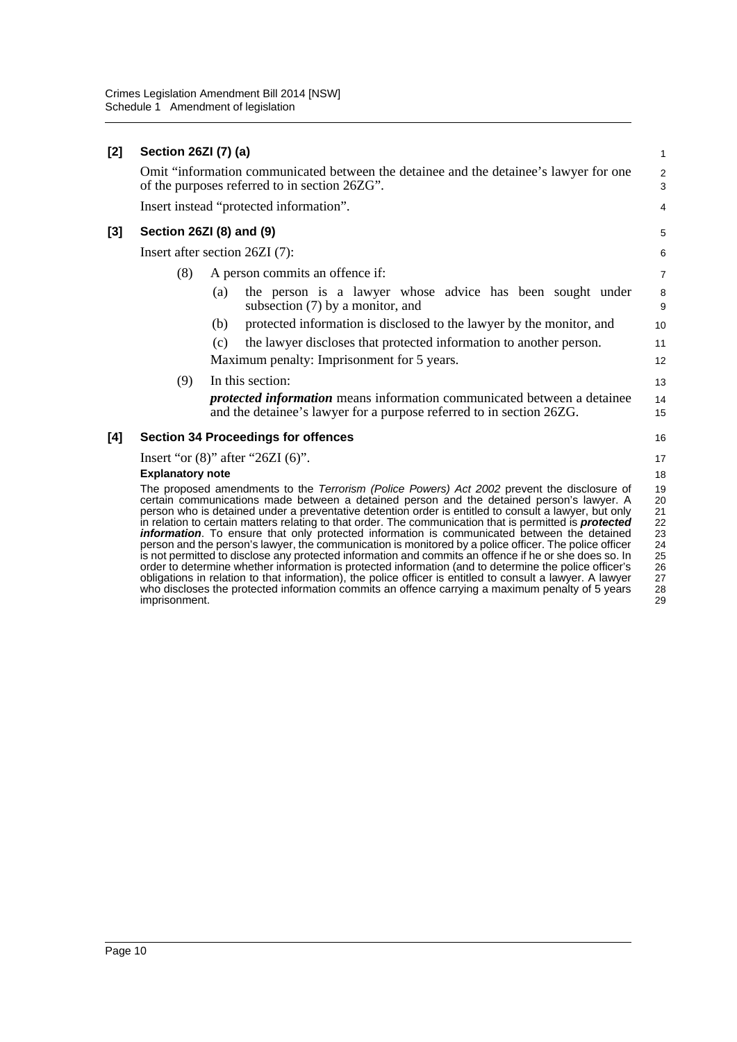**[2] Section 26ZI (7) (a)**

Omit "information communicated between the detainee and the detainee's lawyer for one of the purposes referred to in section 26ZG".

Insert instead "protected information".

**[3] Section 26ZI (8) and (9)**

Insert after section 26ZI (7):

(8) A person commits an offence if:

(a) the person is a lawyer whose advice has been sought under subsection (7) by a monitor, and

(b) protected information is disclosed to the lawyer by the monitor, and

(c) the lawyer discloses that protected information to another person.

Maximum penalty: Imprisonment for 5 years.

(9) In this section:

***protected information*** means information communicated between a detainee and the detainee's lawyer for a purpose referred to in section 26ZG.

**[4] Section 34 Proceedings for offences**

Insert "or (8)" after "26ZI (6)".

**Explanatory note**

The proposed amendments to the *Terrorism (Police Powers) Act 2002* prevent the disclosure of certain communications made between a detained person and the detained person's lawyer. A person who is detained under a preventative detention order is entitled to consult a lawyer, but only in relation to certain matters relating to that order. The communication that is permitted is ***protected information***. To ensure that only protected information is communicated between the detained person and the person's lawyer, the communication is monitored by a police officer. The police officer is not permitted to disclose any protected information and commits an offence if he or she does so. In order to determine whether information is protected information (and to determine the police officer's obligations in relation to that information), the police officer is entitled to consult a lawyer. A lawyer who discloses the protected information commits an offence carrying a maximum penalty of 5 years imprisonment.